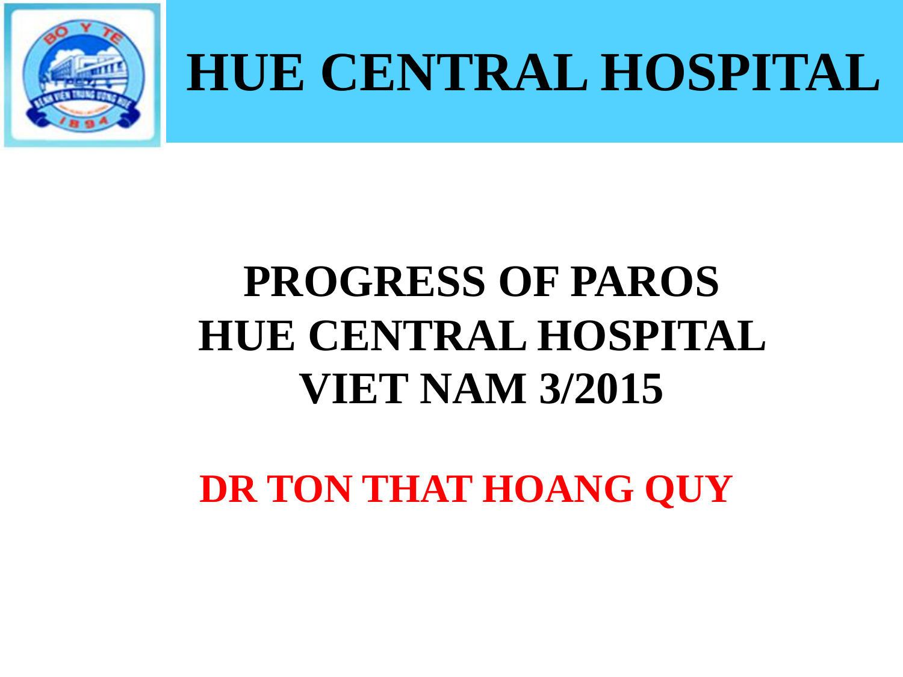# HUE CENTRAL HOSPITAL

## PROGRESS OF PAROS
## HUE CENTRAL HOSPITAL
## VIET NAM 3/2015

**DR TON THAT HOANG QUY**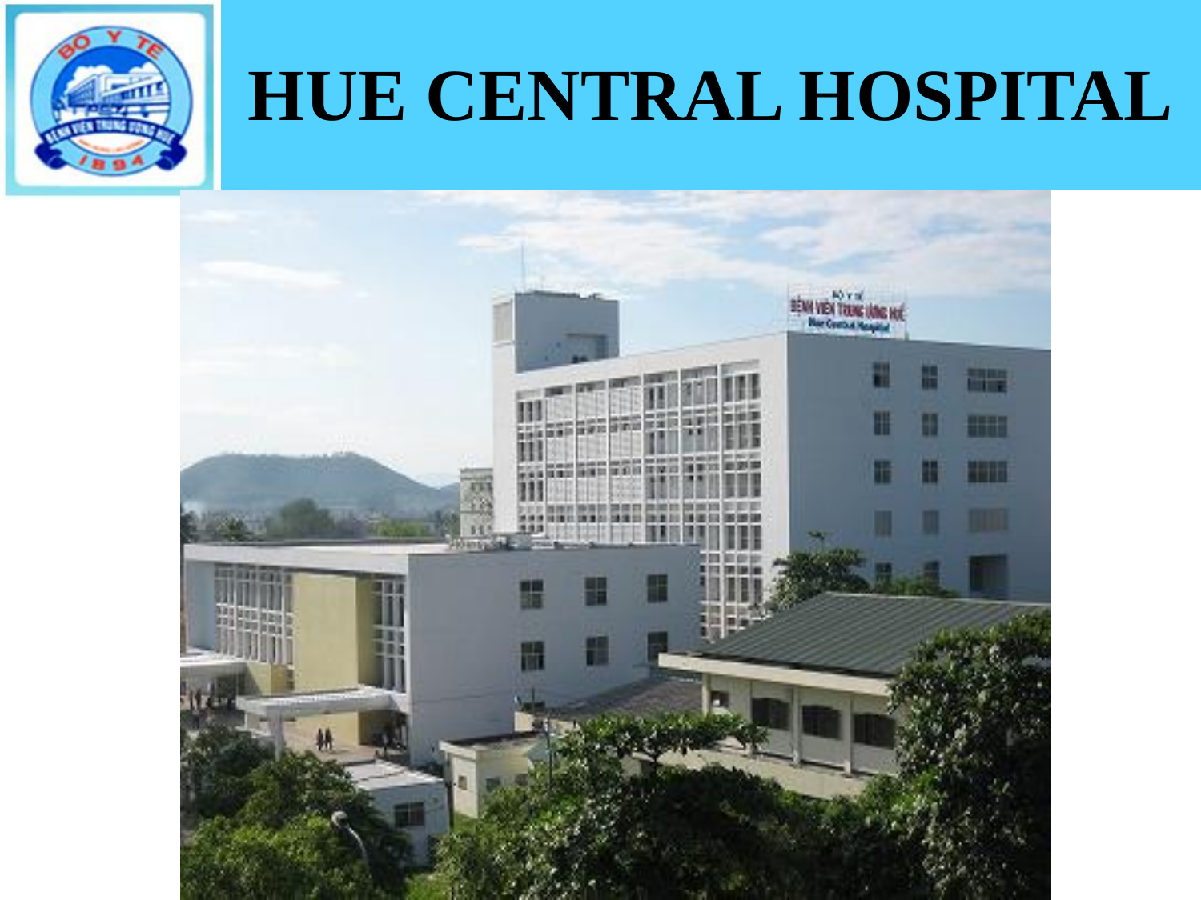# HUE CENTRAL HOSPITAL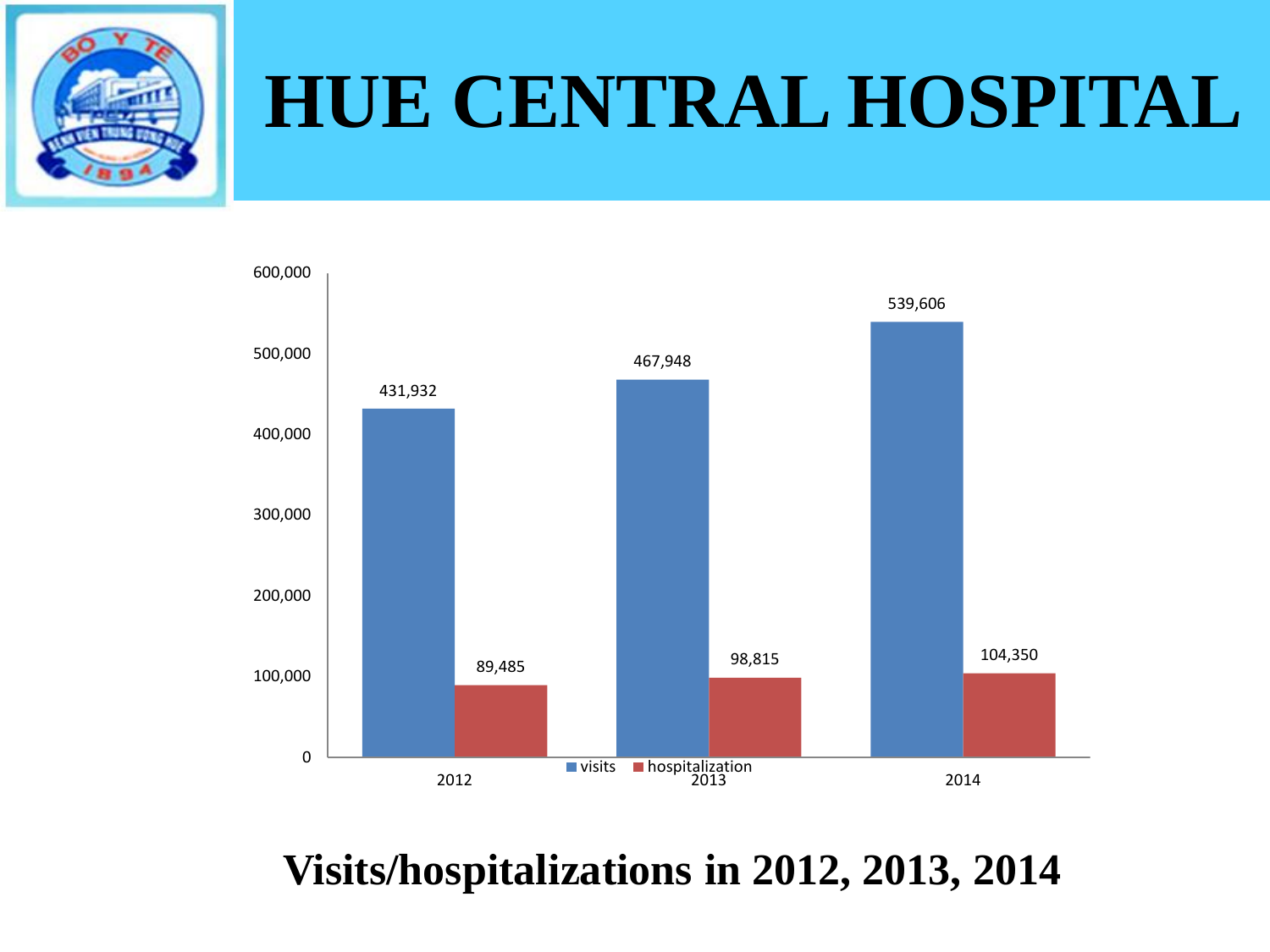# HUE CENTRAL HOSPITAL

| Year | visits | hospitalization |
| --- | --- | --- |
| 2012 | 431,932 | 89,485 |
| 2013 | 467,948 | 98,815 |
| 2014 | 539,606 | 104,350 |

**Visits/hospitalizations in 2012, 2013, 2014**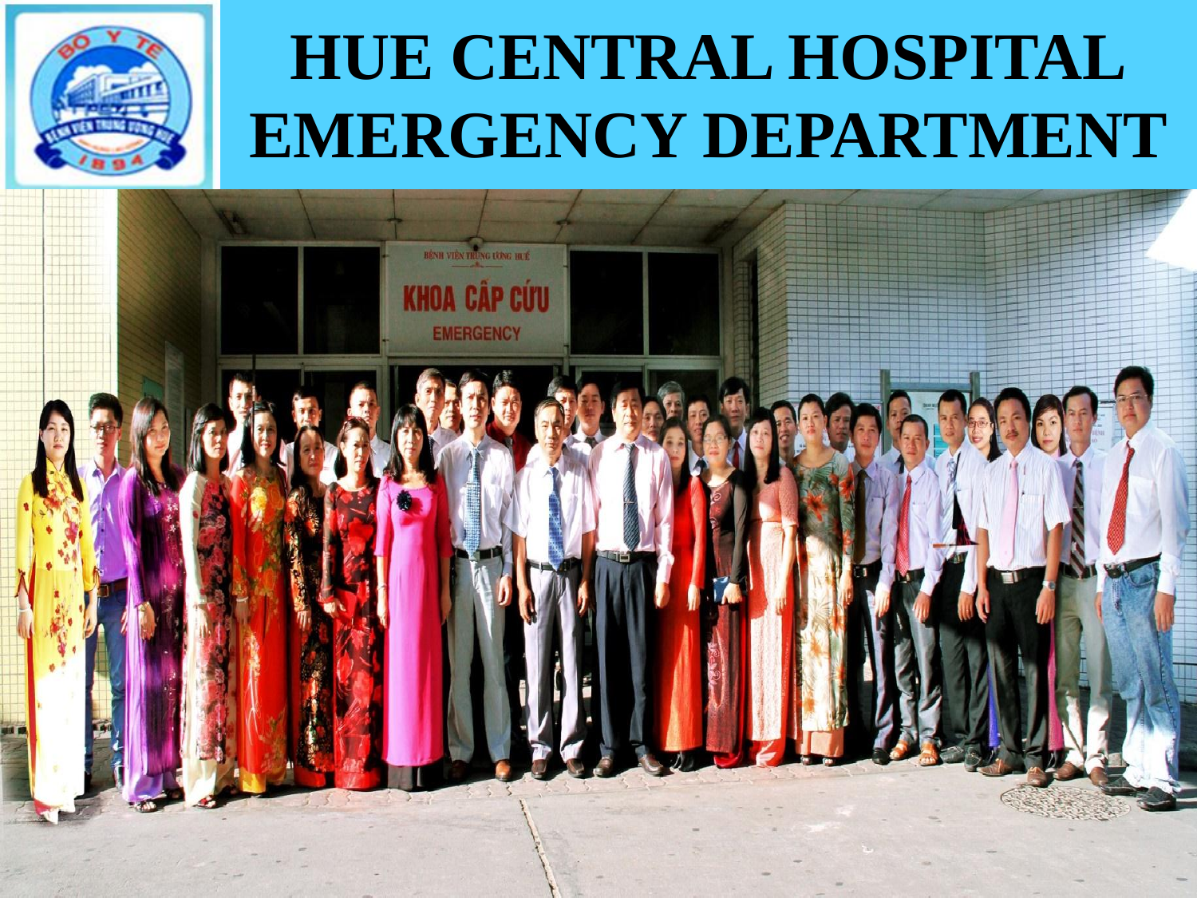# HUE CENTRAL HOSPITAL EMERGENCY DEPARTMENT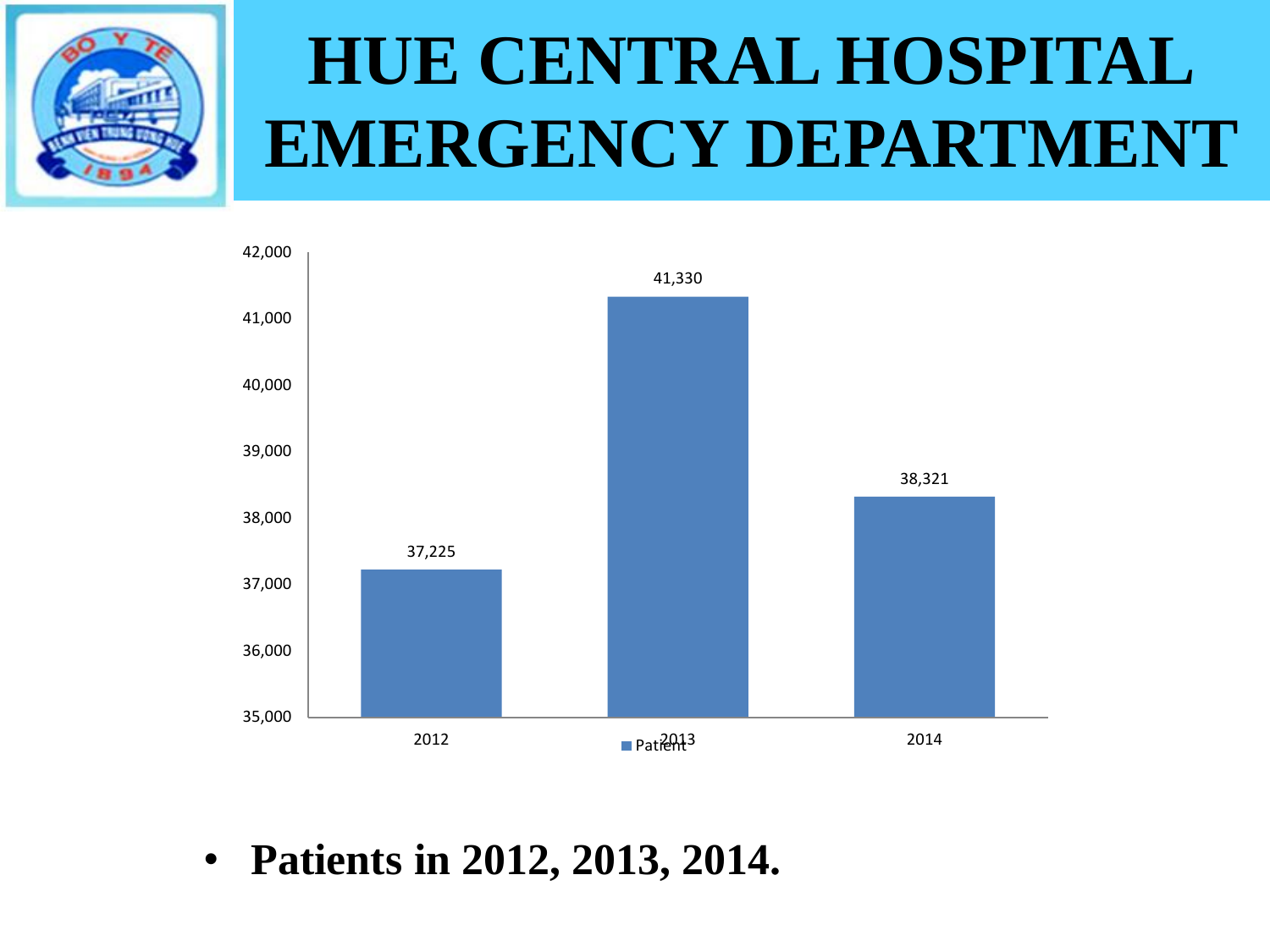# HUE CENTRAL HOSPITAL EMERGENCY DEPARTMENT

| Year | Patient |
| --- | --- |
| 2012 | 37,225 |
| 2013 | 41,330 |
| 2014 | 38,321 |

- **Patients in 2012, 2013, 2014.**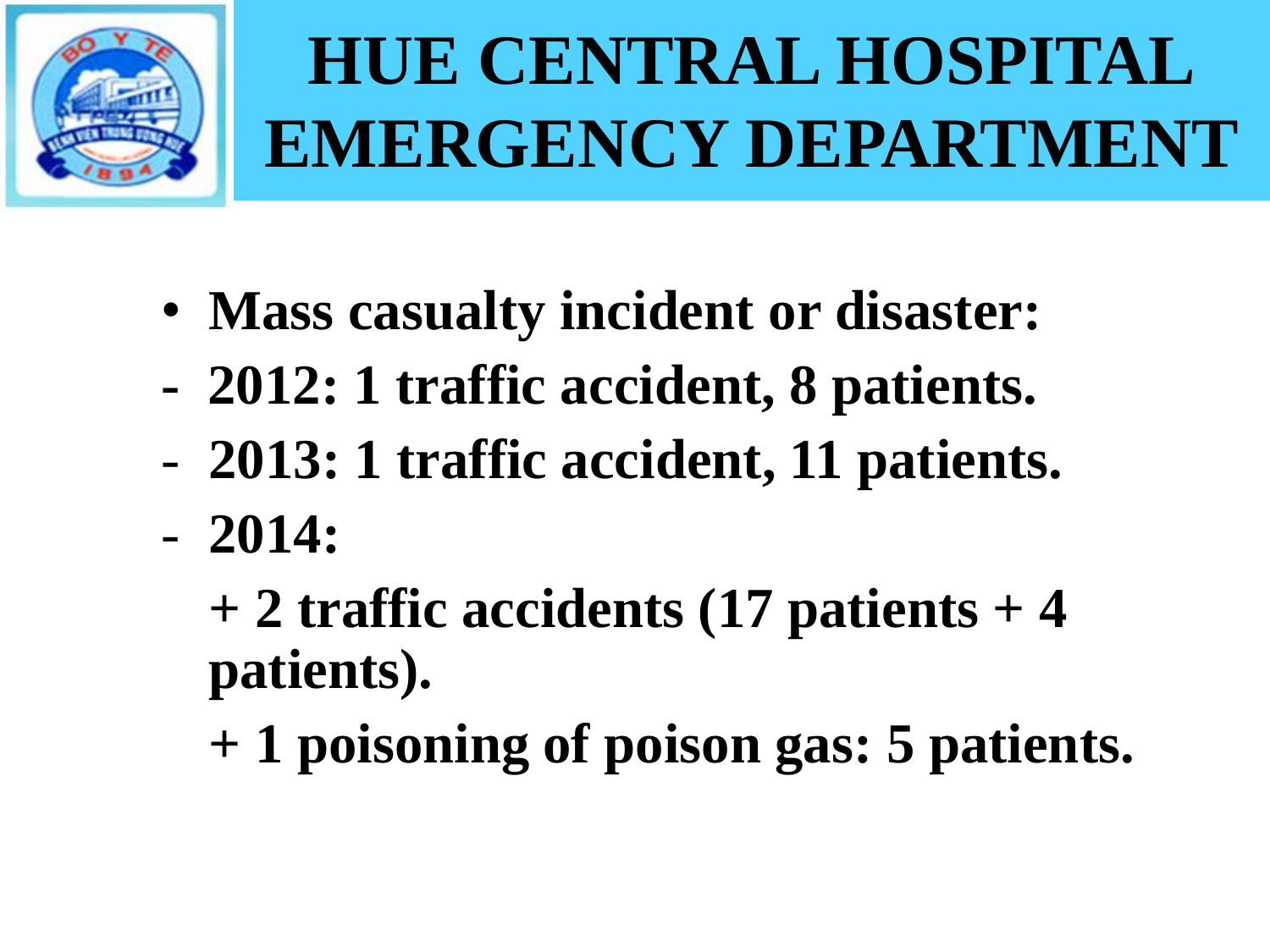# HUE CENTRAL HOSPITAL EMERGENCY DEPARTMENT

- **Mass casualty incident or disaster:**

- **2012: 1 traffic accident, 8 patients.**
- **2013: 1 traffic accident, 11 patients.**
- **2014:**

  **+ 2 traffic accidents (17 patients + 4 patients).**

  **+ 1 poisoning of poison gas: 5 patients.**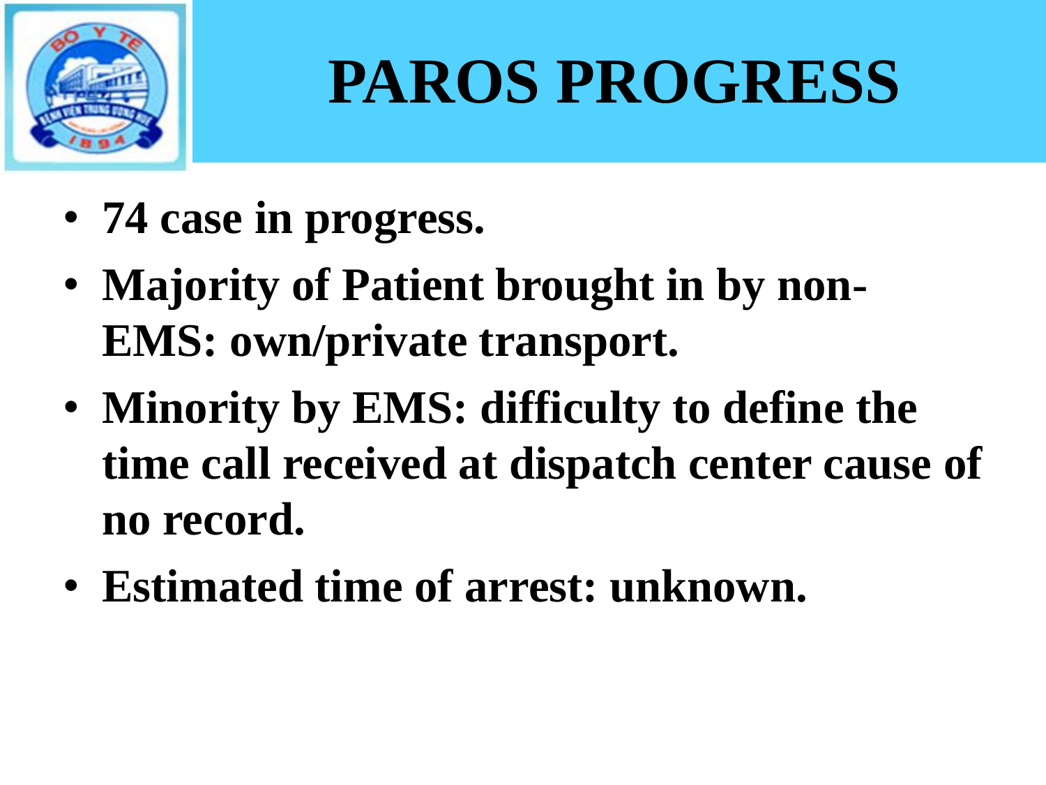# PAROS PROGRESS

- **74 case in progress.**
- **Majority of Patient brought in by non-EMS: own/private transport.**
- **Minority by EMS: difficulty to define the time call received at dispatch center cause of no record.**
- **Estimated time of arrest: unknown.**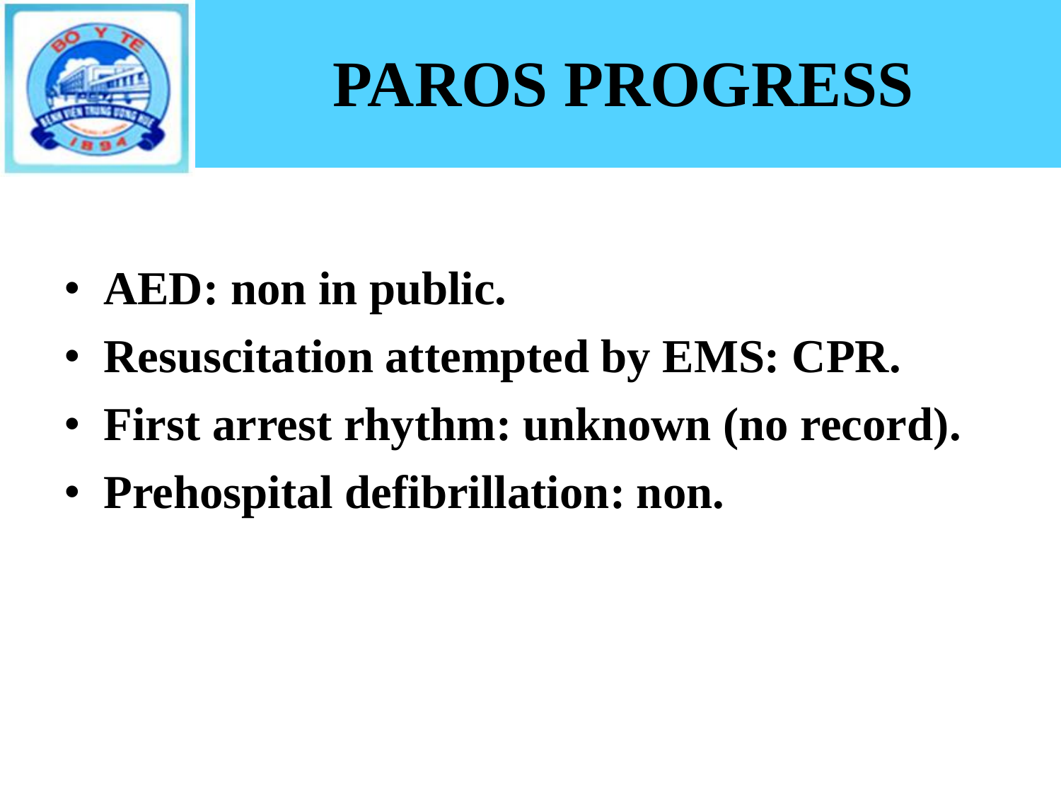# PAROS PROGRESS

- **AED: non in public.**
- **Resuscitation attempted by EMS: CPR.**
- **First arrest rhythm: unknown (no record).**
- **Prehospital defibrillation: non.**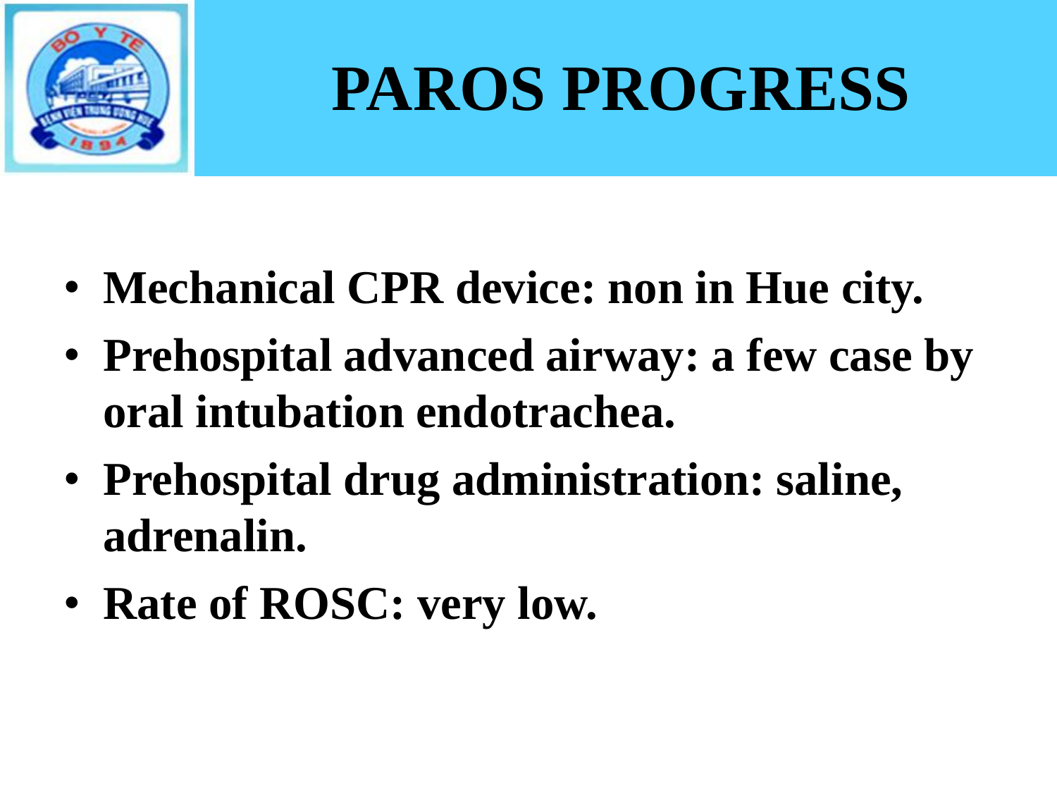# PAROS PROGRESS

- **Mechanical CPR device: non in Hue city.**
- **Prehospital advanced airway: a few case by oral intubation endotrachea.**
- **Prehospital drug administration: saline, adrenalin.**
- **Rate of ROSC: very low.**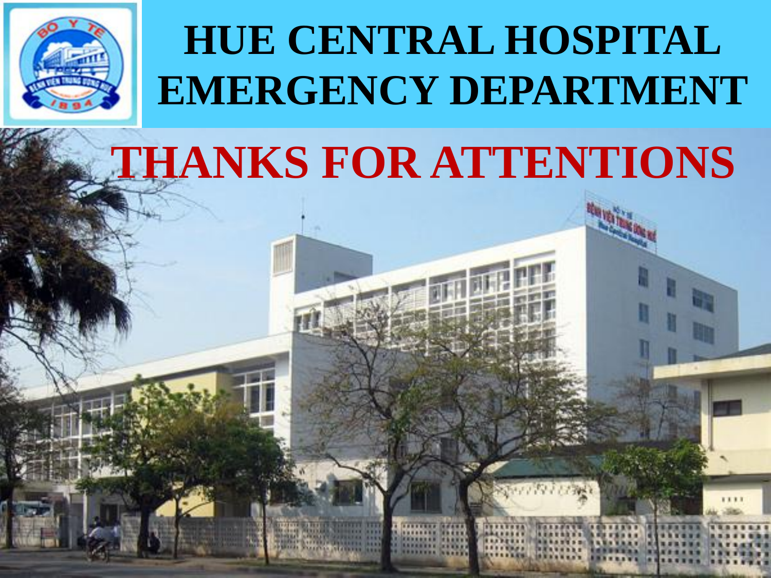# HUE CENTRAL HOSPITAL EMERGENCY DEPARTMENT

## THANKS FOR ATTENTIONS